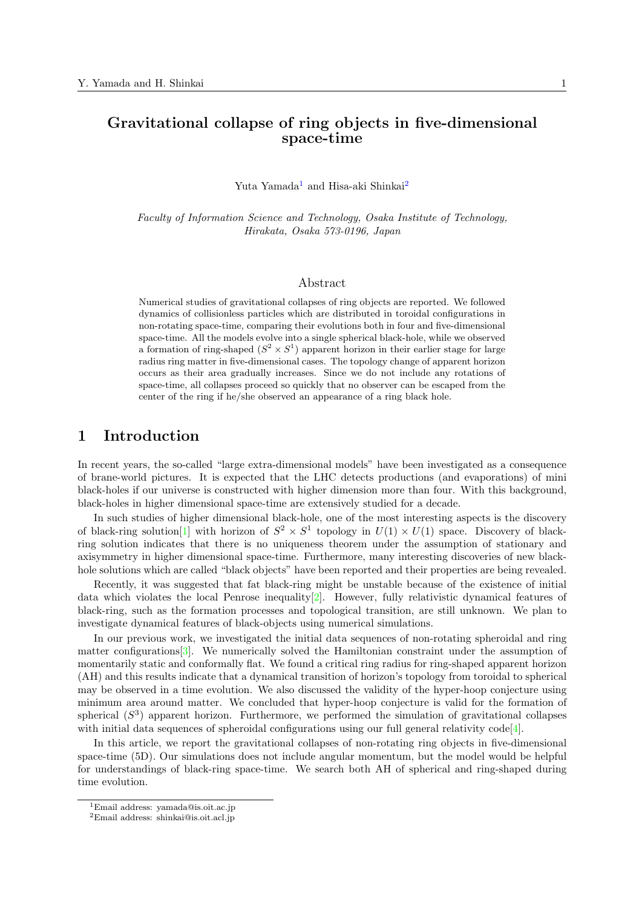# Gravitational collapse of ring objects in five-dimensional space-time

Yuta Yamada[1] and Hisa-aki Shinkai[2]

*Faculty of Information Science and Technology, Osaka Institute of Technology, Hirakata, Osaka 573-0196, Japan*

## Abstract

Numerical studies of gravitational collapses of ring objects are reported. We followed dynamics of collisionless particles which are distributed in toroidal configurations in non-rotating space-time, comparing their evolutions both in four and five-dimensional space-time. All the models evolve into a single spherical black-hole, while we observed a formation of ring-shaped ($S^2 \times S^1$) apparent horizon in their earlier stage for large radius ring matter in five-dimensional cases. The topology change of apparent horizon occurs as their area gradually increases. Since we do not include any rotations of space-time, all collapses proceed so quickly that no observer can be escaped from the center of the ring if he/she observed an appearance of a ring black hole.

## 1 Introduction

In recent years, the so-called "large extra-dimensional models" have been investigated as a consequence of brane-world pictures. It is expected that the LHC detects productions (and evaporations) of mini black-holes if our universe is constructed with higher dimension more than four. With this background, black-holes in higher dimensional space-time are extensively studied for a decade.

In such studies of higher dimensional black-hole, one of the most interesting aspects is the discovery of black-ring solution[1] with horizon of $S^2 \times S^1$ topology in $U(1) \times U(1)$ space. Discovery of black-ring solution indicates that there is no uniqueness theorem under the assumption of stationary and axisymmetry in higher dimensional space-time. Furthermore, many interesting discoveries of new black-hole solutions which are called "black objects" have been reported and their properties are being revealed.

Recently, it was suggested that fat black-ring might be unstable because of the existence of initial data which violates the local Penrose inequality[2]. However, fully relativistic dynamical features of black-ring, such as the formation processes and topological transition, are still unknown. We plan to investigate dynamical features of black-objects using numerical simulations.

In our previous work, we investigated the initial data sequences of non-rotating spheroidal and ring matter configurations[3]. We numerically solved the Hamiltonian constraint under the assumption of momentarily static and conformally flat. We found a critical ring radius for ring-shaped apparent horizon (AH) and this results indicate that a dynamical transition of horizon's topology from toroidal to spherical may be observed in a time evolution. We also discussed the validity of the hyper-hoop conjecture using minimum area around matter. We concluded that hyper-hoop conjecture is valid for the formation of spherical ($S^3$) apparent horizon. Furthermore, we performed the simulation of gravitational collapses with initial data sequences of spheroidal configurations using our full general relativity code[4].

In this article, we report the gravitational collapses of non-rotating ring objects in five-dimensional space-time (5D). Our simulations does not include angular momentum, but the model would be helpful for understandings of black-ring space-time. We search both AH of spherical and ring-shaped during time evolution.

---

[1] Email address: yamada@is.oit.ac.jp

[2] Email address: shinkai@is.oit.acl.jp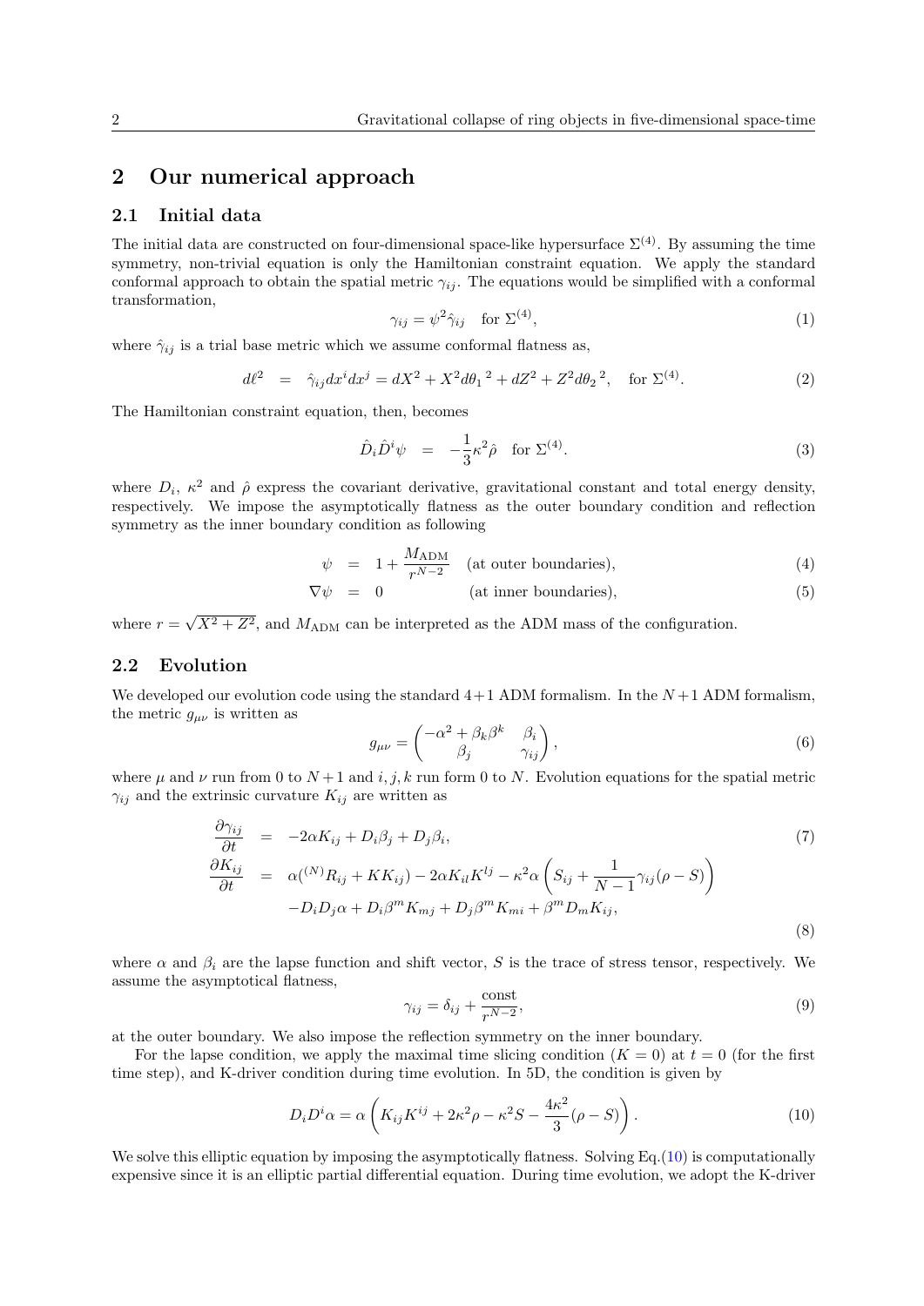## 2 Our numerical approach

### 2.1 Initial data

The initial data are constructed on four-dimensional space-like hypersurface $\Sigma^{(4)}$. By assuming the time symmetry, non-trivial equation is only the Hamiltonian constraint equation. We apply the standard conformal approach to obtain the spatial metric $\gamma_{ij}$. The equations would be simplified with a conformal transformation,

$$\gamma_{ij} = \psi^2 \hat{\gamma}_{ij} \quad \text{for } \Sigma^{(4)}, \tag{1}$$

where $\hat{\gamma}_{ij}$ is a trial base metric which we assume conformal flatness as,

$$d\ell^2 \;\; = \;\; \hat{\gamma}_{ij} dx^i dx^j = dX^2 + X^2 d{\theta_1}^2 + dZ^2 + Z^2 d{\theta_2}^2, \quad \text{for } \Sigma^{(4)}. \tag{2}$$

The Hamiltonian constraint equation, then, becomes

$$\hat{D}_i \hat{D}^i \psi \;\; = \;\; -\frac{1}{3}\kappa^2 \hat{\rho} \quad \text{for } \Sigma^{(4)}. \tag{3}$$

where $D_i$, $\kappa^2$ and $\hat{\rho}$ express the covariant derivative, gravitational constant and total energy density, respectively. We impose the asymptotically flatness as the outer boundary condition and reflection symmetry as the inner boundary condition as following

$$\psi \;\; = \;\; 1 + \frac{M_{\rm ADM}}{r^{N-2}} \quad \text{(at outer boundaries)}, \tag{4}$$

$$\nabla \psi \;\; = \;\; 0 \qquad\qquad \text{(at inner boundaries)}, \tag{5}$$

where $r = \sqrt{X^2 + Z^2}$, and $M_{\rm ADM}$ can be interpreted as the ADM mass of the configuration.

### 2.2 Evolution

We developed our evolution code using the standard $4+1$ ADM formalism. In the $N+1$ ADM formalism, the metric $g_{\mu\nu}$ is written as

$$g_{\mu\nu} = \begin{pmatrix} -\alpha^2 + \beta_k \beta^k & \beta_i \\ \beta_j & \gamma_{ij} \end{pmatrix}, \tag{6}$$

where $\mu$ and $\nu$ run from 0 to $N+1$ and $i, j, k$ run form 0 to $N$. Evolution equations for the spatial metric $\gamma_{ij}$ and the extrinsic curvature $K_{ij}$ are written as

$$\frac{\partial \gamma_{ij}}{\partial t} \;\; = \;\; -2\alpha K_{ij} + D_i \beta_j + D_j \beta_i, \tag{7}$$

$$\begin{aligned} \frac{\partial K_{ij}}{\partial t} \;\; = & \;\; \alpha({}^{(N)}R_{ij} + K K_{ij}) - 2\alpha K_{il} K^{lj} - \kappa^2 \alpha \left( S_{ij} + \frac{1}{N-1}\gamma_{ij}(\rho - S) \right) \\ & -D_i D_j \alpha + D_i \beta^m K_{mj} + D_j \beta^m K_{mi} + \beta^m D_m K_{ij}, \end{aligned} \tag{8}$$

where $\alpha$ and $\beta_i$ are the lapse function and shift vector, $S$ is the trace of stress tensor, respectively. We assume the asymptotical flatness,

$$\gamma_{ij} = \delta_{ij} + \frac{\rm const}{r^{N-2}}, \tag{9}$$

at the outer boundary. We also impose the reflection symmetry on the inner boundary.

For the lapse condition, we apply the maximal time slicing condition ($K = 0$) at $t = 0$ (for the first time step), and K-driver condition during time evolution. In 5D, the condition is given by

$$D_i D^i \alpha = \alpha \left( K_{ij} K^{ij} + 2\kappa^2 \rho - \kappa^2 S - \frac{4\kappa^2}{3}(\rho - S) \right). \tag{10}$$

We solve this elliptic equation by imposing the asymptotically flatness. Solving Eq.(10) is computationally expensive since it is an elliptic partial differential equation. During time evolution, we adopt the K-driver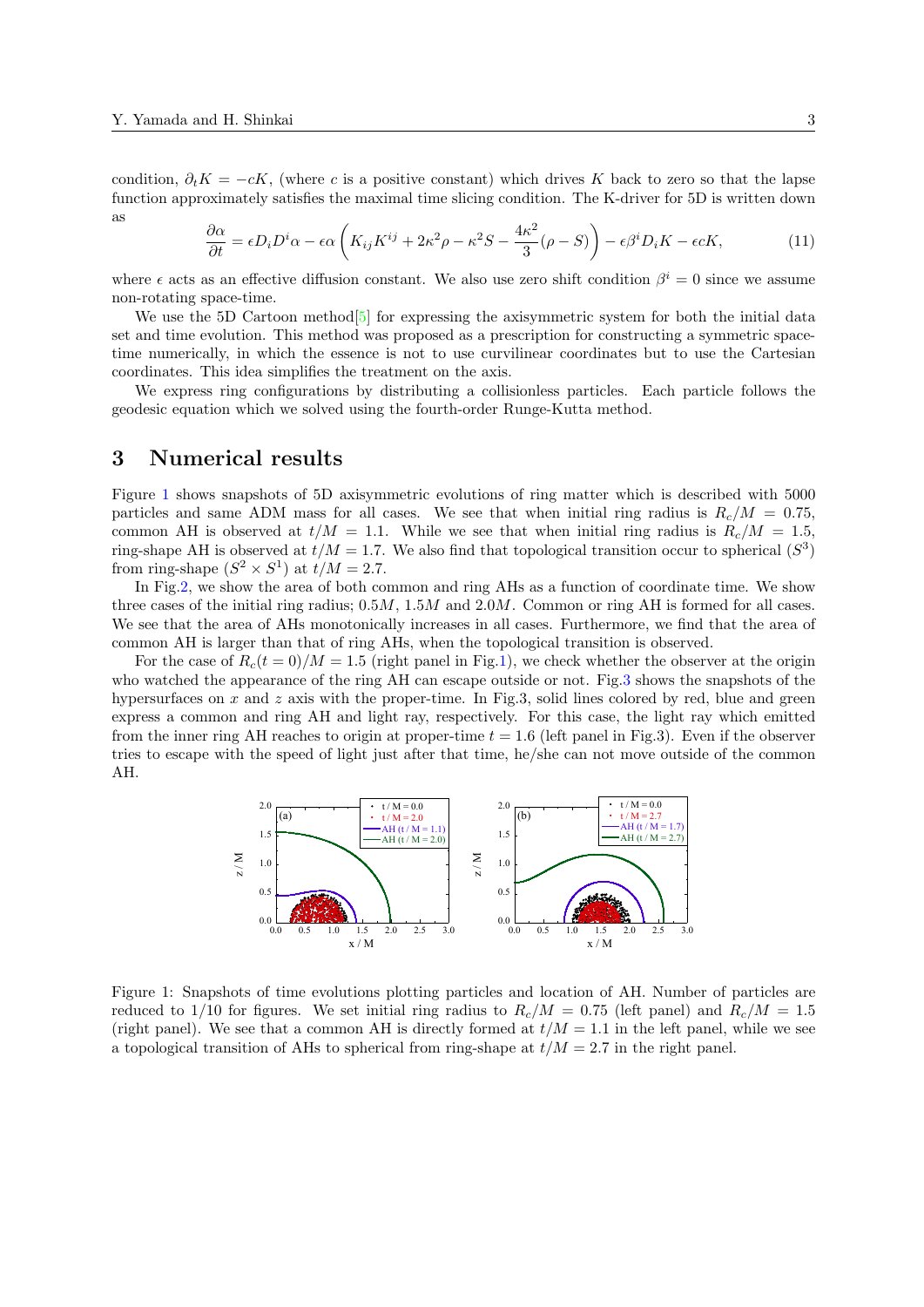condition, $\partial_t K = -cK$, (where $c$ is a positive constant) which drives $K$ back to zero so that the lapse function approximately satisfies the maximal time slicing condition. The K-driver for 5D is written down as

$$\frac{\partial \alpha}{\partial t} = \epsilon D_i D^i \alpha - \epsilon \alpha \left( K_{ij} K^{ij} + 2\kappa^2 \rho - \kappa^2 S - \frac{4\kappa^2}{3}(\rho - S) \right) - \epsilon \beta^i D_i K - \epsilon c K, \tag{11}$$

where $\epsilon$ acts as an effective diffusion constant. We also use zero shift condition $\beta^i = 0$ since we assume non-rotating space-time.

We use the 5D Cartoon method[5] for expressing the axisymmetric system for both the initial data set and time evolution. This method was proposed as a prescription for constructing a symmetric space-time numerically, in which the essence is not to use curvilinear coordinates but to use the Cartesian coordinates. This idea simplifies the treatment on the axis.

We express ring configurations by distributing a collisionless particles. Each particle follows the geodesic equation which we solved using the fourth-order Runge-Kutta method.

## 3 Numerical results

Figure 1 shows snapshots of 5D axisymmetric evolutions of ring matter which is described with 5000 particles and same ADM mass for all cases. We see that when initial ring radius is $R_c/M = 0.75$, common AH is observed at $t/M = 1.1$. While we see that when initial ring radius is $R_c/M = 1.5$, ring-shape AH is observed at $t/M = 1.7$. We also find that topological transition occur to spherical ($S^3$) from ring-shape ($S^2 \times S^1$) at $t/M = 2.7$.

In Fig.2, we show the area of both common and ring AHs as a function of coordinate time. We show three cases of the initial ring radius; $0.5M$, $1.5M$ and $2.0M$. Common or ring AH is formed for all cases. We see that the area of AHs monotonically increases in all cases. Furthermore, we find that the area of common AH is larger than that of ring AHs, when the topological transition is observed.

For the case of $R_c(t = 0)/M = 1.5$ (right panel in Fig.1), we check whether the observer at the origin who watched the appearance of the ring AH can escape outside or not. Fig.3 shows the snapshots of the hypersurfaces on $x$ and $z$ axis with the proper-time. In Fig.3, solid lines colored by red, blue and green express a common and ring AH and light ray, respectively. For this case, the light ray which emitted from the inner ring AH reaches to origin at proper-time $t = 1.6$ (left panel in Fig.3). Even if the observer tries to escape with the speed of light just after that time, he/she can not move outside of the common AH.

Figure 1: Snapshots of time evolutions plotting particles and location of AH. Number of particles are reduced to 1/10 for figures. We set initial ring radius to $R_c/M = 0.75$ (left panel) and $R_c/M = 1.5$ (right panel). We see that a common AH is directly formed at $t/M = 1.1$ in the left panel, while we see a topological transition of AHs to spherical from ring-shape at $t/M = 2.7$ in the right panel.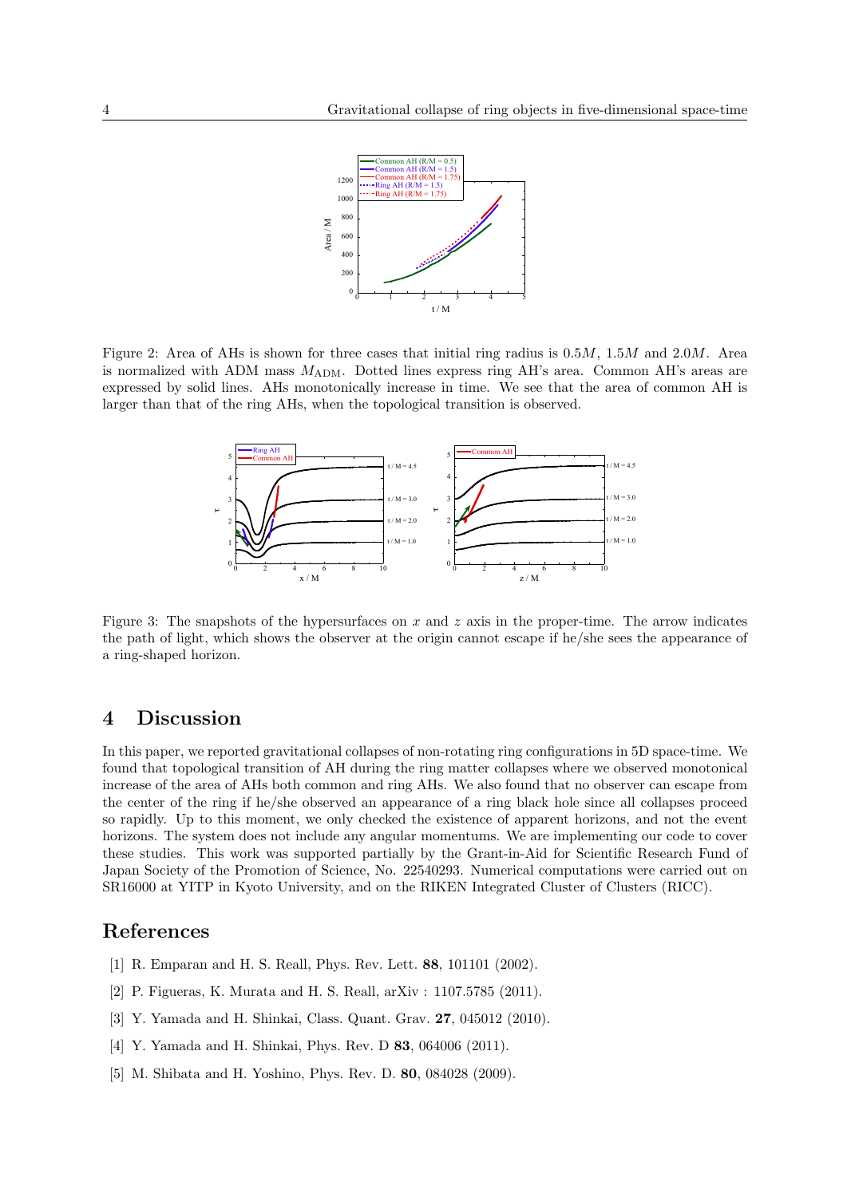Common AH (R/M = 0.5)
Common AH (R/M = 1.5)
Common AH (R/M = 1.75)
Ring AH (R/M = 1.5)
Ring AH (R/M = 1.75)

Area / M

0
200
400
600
800
1000
1200

0
1
2
3
4
5

t / M

Figure 2: Area of AHs is shown for three cases that initial ring radius is $0.5M$, $1.5M$ and $2.0M$. Area is normalized with ADM mass $M_{\mathrm{ADM}}$. Dotted lines express ring AH's area. Common AH's areas are expressed by solid lines. AHs monotonically increase in time. We see that the area of common AH is larger than that of the ring AHs, when the topological transition is observed.

Ring AH
Common AH

$\tau$

0
1
2
3
4
5

0
2
4
6
8
10

x / M

t / M = 4.5
t / M = 3.0
t / M = 2.0
t / M = 1.0

Common AH

$\tau$

0
1
2
3
4
5

0
2
4
6
8
10

z / M

t / M = 4.5
t / M = 3.0
t / M = 2.0
t / M = 1.0

Figure 3: The snapshots of the hypersurfaces on $x$ and $z$ axis in the proper-time. The arrow indicates the path of light, which shows the observer at the origin cannot escape if he/she sees the appearance of a ring-shaped horizon.

## 4 Discussion

In this paper, we reported gravitational collapses of non-rotating ring configurations in 5D space-time. We found that topological transition of AH during the ring matter collapses where we observed monotonical increase of the area of AHs both common and ring AHs. We also found that no observer can escape from the center of the ring if he/she observed an appearance of a ring black hole since all collapses proceed so rapidly. Up to this moment, we only checked the existence of apparent horizons, and not the event horizons. The system does not include any angular momentums. We are implementing our code to cover these studies. This work was supported partially by the Grant-in-Aid for Scientific Research Fund of Japan Society of the Promotion of Science, No. 22540293. Numerical computations were carried out on SR16000 at YITP in Kyoto University, and on the RIKEN Integrated Cluster of Clusters (RICC).

## References

[1] R. Emparan and H. S. Reall, Phys. Rev. Lett. **88**, 101101 (2002).

[2] P. Figueras, K. Murata and H. S. Reall, arXiv : 1107.5785 (2011).

[3] Y. Yamada and H. Shinkai, Class. Quant. Grav. **27**, 045012 (2010).

[4] Y. Yamada and H. Shinkai, Phys. Rev. D **83**, 064006 (2011).

[5] M. Shibata and H. Yoshino, Phys. Rev. D. **80**, 084028 (2009).